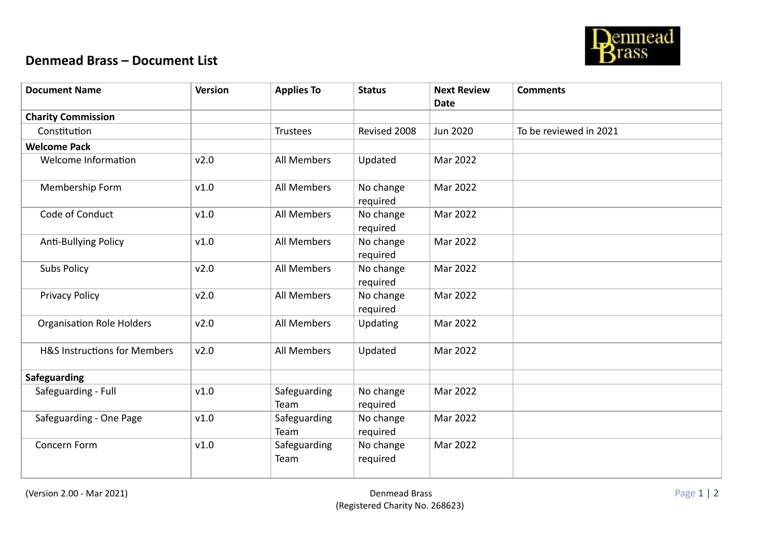# Denmead Brass – Document List

| Document Name | Version | Applies To | Status | Next Review Date | Comments |
|---|---|---|---|---|---|
| **Charity Commission** | | | | | |
| Constitution | | Trustees | Revised 2008 | Jun 2020 | To be reviewed in 2021 |
| **Welcome Pack** | | | | | |
| Welcome Information | v2.0 | All Members | Updated | Mar 2022 | |
| Membership Form | v1.0 | All Members | No change required | Mar 2022 | |
| Code of Conduct | v1.0 | All Members | No change required | Mar 2022 | |
| Anti-Bullying Policy | v1.0 | All Members | No change required | Mar 2022 | |
| Subs Policy | v2.0 | All Members | No change required | Mar 2022 | |
| Privacy Policy | v2.0 | All Members | No change required | Mar 2022 | |
| Organisation Role Holders | v2.0 | All Members | Updating | Mar 2022 | |
| H&S Instructions for Members | v2.0 | All Members | Updated | Mar 2022 | |
| **Safeguarding** | | | | | |
| Safeguarding - Full | v1.0 | Safeguarding Team | No change required | Mar 2022 | |
| Safeguarding - One Page | v1.0 | Safeguarding Team | No change required | Mar 2022 | |
| Concern Form | v1.0 | Safeguarding Team | No change required | Mar 2022 | |

(Version 2.00 - Mar 2021)

Denmead Brass
(Registered Charity No. 268623)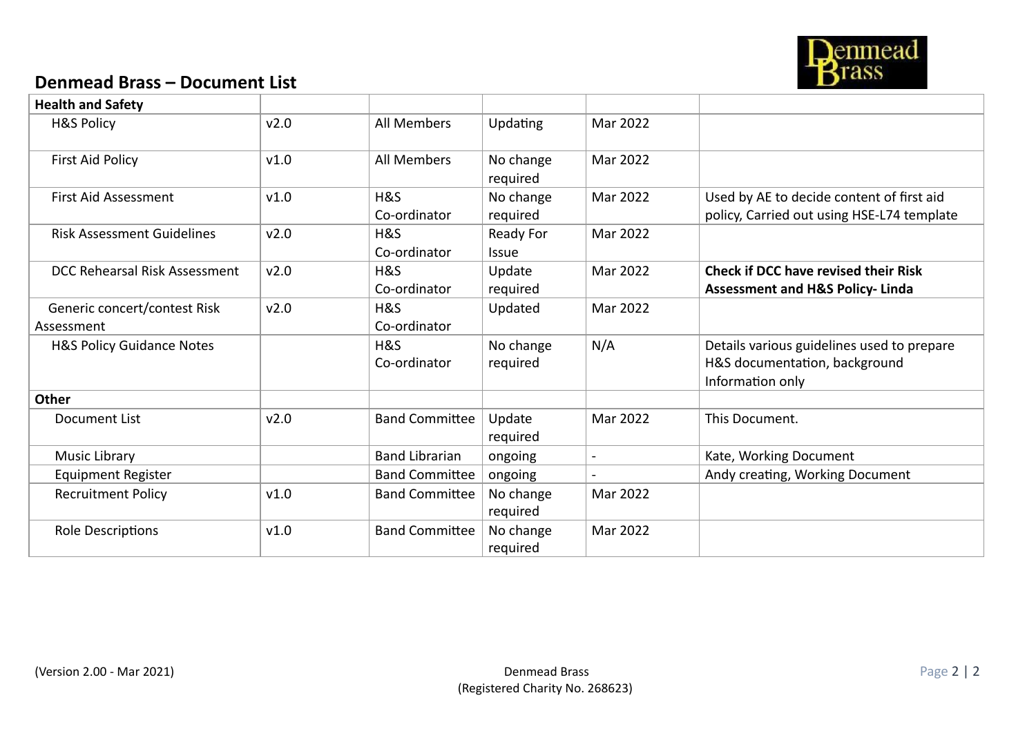## Denmead Brass – Document List

| | | | | | |
|---|---|---|---|---|---|
| **Health and Safety** | | | | | |
| H&S Policy | v2.0 | All Members | Updating | Mar 2022 | |
| First Aid Policy | v1.0 | All Members | No change required | Mar 2022 | |
| First Aid Assessment | v1.0 | H&S Co-ordinator | No change required | Mar 2022 | Used by AE to decide content of first aid policy, Carried out using HSE-L74 template |
| Risk Assessment Guidelines | v2.0 | H&S Co-ordinator | Ready For Issue | Mar 2022 | |
| DCC Rehearsal Risk Assessment | v2.0 | H&S Co-ordinator | Update required | Mar 2022 | **Check if DCC have revised their Risk Assessment and H&S Policy- Linda** |
| Generic concert/contest Risk Assessment | v2.0 | H&S Co-ordinator | Updated | Mar 2022 | |
| H&S Policy Guidance Notes | | H&S Co-ordinator | No change required | N/A | Details various guidelines used to prepare H&S documentation, background Information only |
| **Other** | | | | | |
| Document List | v2.0 | Band Committee | Update required | Mar 2022 | This Document. |
| Music Library | | Band Librarian | ongoing | - | Kate, Working Document |
| Equipment Register | | Band Committee | ongoing | - | Andy creating, Working Document |
| Recruitment Policy | v1.0 | Band Committee | No change required | Mar 2022 | |
| Role Descriptions | v1.0 | Band Committee | No change required | Mar 2022 | |

(Version 2.00 - Mar 2021)

Denmead Brass
(Registered Charity No. 268623)